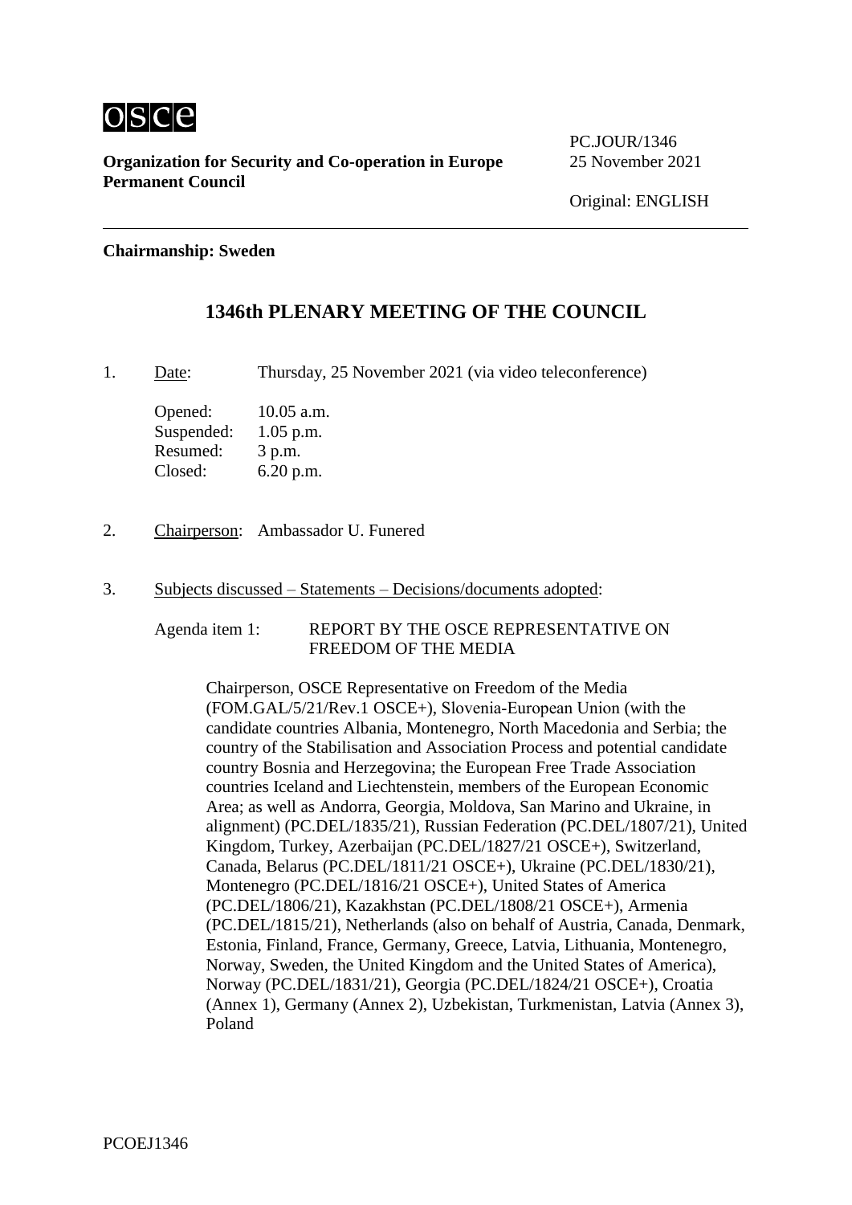**osce**

**Organization for Security and Co-operation in Europe**
**Permanent Council**

PC.JOUR/1346
25 November 2021

Original: ENGLISH

**Chairmanship: Sweden**

## 1346th PLENARY MEETING OF THE COUNCIL

1. Date: Thursday, 25 November 2021 (via video teleconference)

   Opened: 10.05 a.m.
   Suspended: 1.05 p.m.
   Resumed: 3 p.m.
   Closed: 6.20 p.m.

2. Chairperson: Ambassador U. Funered

3. Subjects discussed – Statements – Decisions/documents adopted:

   Agenda item 1: REPORT BY THE OSCE REPRESENTATIVE ON FREEDOM OF THE MEDIA

   Chairperson, OSCE Representative on Freedom of the Media (FOM.GAL/5/21/Rev.1 OSCE+), Slovenia-European Union (with the candidate countries Albania, Montenegro, North Macedonia and Serbia; the country of the Stabilisation and Association Process and potential candidate country Bosnia and Herzegovina; the European Free Trade Association countries Iceland and Liechtenstein, members of the European Economic Area; as well as Andorra, Georgia, Moldova, San Marino and Ukraine, in alignment) (PC.DEL/1835/21), Russian Federation (PC.DEL/1807/21), United Kingdom, Turkey, Azerbaijan (PC.DEL/1827/21 OSCE+), Switzerland, Canada, Belarus (PC.DEL/1811/21 OSCE+), Ukraine (PC.DEL/1830/21), Montenegro (PC.DEL/1816/21 OSCE+), United States of America (PC.DEL/1806/21), Kazakhstan (PC.DEL/1808/21 OSCE+), Armenia (PC.DEL/1815/21), Netherlands (also on behalf of Austria, Canada, Denmark, Estonia, Finland, France, Germany, Greece, Latvia, Lithuania, Montenegro, Norway, Sweden, the United Kingdom and the United States of America), Norway (PC.DEL/1831/21), Georgia (PC.DEL/1824/21 OSCE+), Croatia (Annex 1), Germany (Annex 2), Uzbekistan, Turkmenistan, Latvia (Annex 3), Poland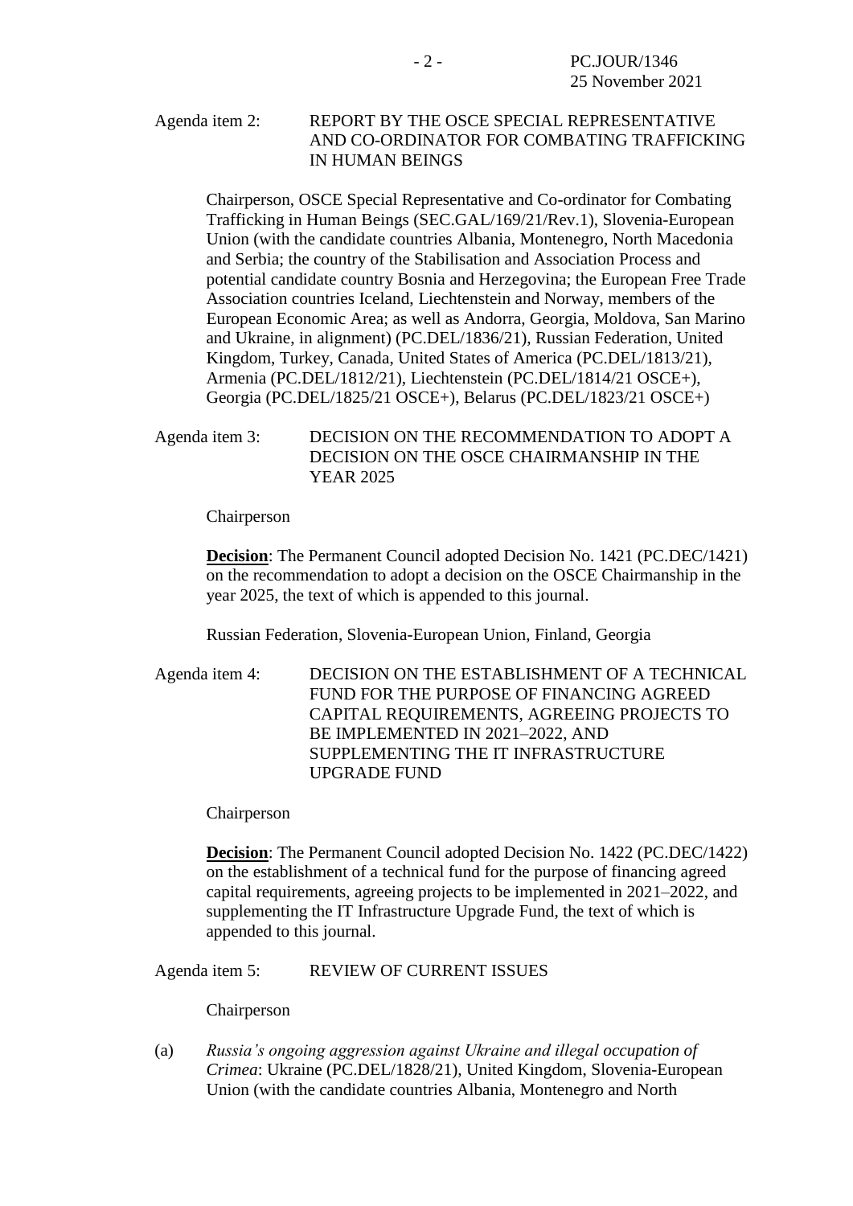Agenda item 2: REPORT BY THE OSCE SPECIAL REPRESENTATIVE AND CO-ORDINATOR FOR COMBATING TRAFFICKING IN HUMAN BEINGS

Chairperson, OSCE Special Representative and Co-ordinator for Combating Trafficking in Human Beings (SEC.GAL/169/21/Rev.1), Slovenia-European Union (with the candidate countries Albania, Montenegro, North Macedonia and Serbia; the country of the Stabilisation and Association Process and potential candidate country Bosnia and Herzegovina; the European Free Trade Association countries Iceland, Liechtenstein and Norway, members of the European Economic Area; as well as Andorra, Georgia, Moldova, San Marino and Ukraine, in alignment) (PC.DEL/1836/21), Russian Federation, United Kingdom, Turkey, Canada, United States of America (PC.DEL/1813/21), Armenia (PC.DEL/1812/21), Liechtenstein (PC.DEL/1814/21 OSCE+), Georgia (PC.DEL/1825/21 OSCE+), Belarus (PC.DEL/1823/21 OSCE+)

Agenda item 3: DECISION ON THE RECOMMENDATION TO ADOPT A DECISION ON THE OSCE CHAIRMANSHIP IN THE YEAR 2025

Chairperson

**Decision**: The Permanent Council adopted Decision No. 1421 (PC.DEC/1421) on the recommendation to adopt a decision on the OSCE Chairmanship in the year 2025, the text of which is appended to this journal.

Russian Federation, Slovenia-European Union, Finland, Georgia

Agenda item 4: DECISION ON THE ESTABLISHMENT OF A TECHNICAL FUND FOR THE PURPOSE OF FINANCING AGREED CAPITAL REQUIREMENTS, AGREEING PROJECTS TO BE IMPLEMENTED IN 2021–2022, AND SUPPLEMENTING THE IT INFRASTRUCTURE UPGRADE FUND

Chairperson

**Decision**: The Permanent Council adopted Decision No. 1422 (PC.DEC/1422) on the establishment of a technical fund for the purpose of financing agreed capital requirements, agreeing projects to be implemented in 2021–2022, and supplementing the IT Infrastructure Upgrade Fund, the text of which is appended to this journal.

Agenda item 5: REVIEW OF CURRENT ISSUES

Chairperson

(a) *Russia's ongoing aggression against Ukraine and illegal occupation of Crimea*: Ukraine (PC.DEL/1828/21), United Kingdom, Slovenia-European Union (with the candidate countries Albania, Montenegro and North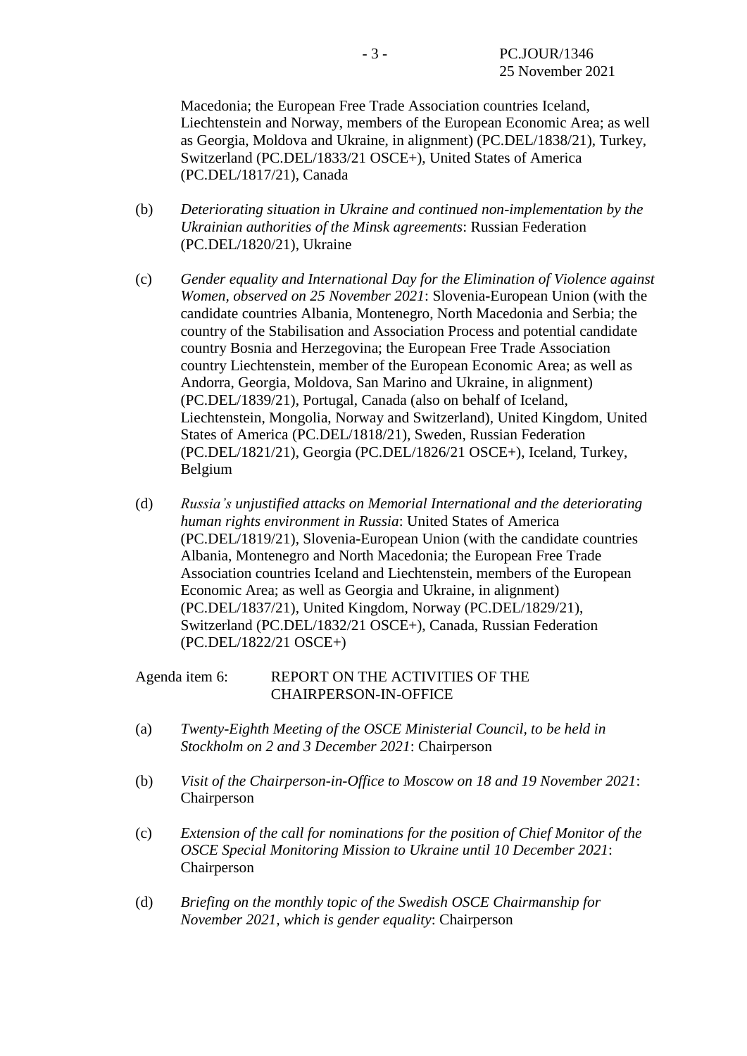Macedonia; the European Free Trade Association countries Iceland, Liechtenstein and Norway, members of the European Economic Area; as well as Georgia, Moldova and Ukraine, in alignment) (PC.DEL/1838/21), Turkey, Switzerland (PC.DEL/1833/21 OSCE+), United States of America (PC.DEL/1817/21), Canada

(b) *Deteriorating situation in Ukraine and continued non-implementation by the Ukrainian authorities of the Minsk agreements*: Russian Federation (PC.DEL/1820/21), Ukraine

(c) *Gender equality and International Day for the Elimination of Violence against Women, observed on 25 November 2021*: Slovenia-European Union (with the candidate countries Albania, Montenegro, North Macedonia and Serbia; the country of the Stabilisation and Association Process and potential candidate country Bosnia and Herzegovina; the European Free Trade Association country Liechtenstein, member of the European Economic Area; as well as Andorra, Georgia, Moldova, San Marino and Ukraine, in alignment) (PC.DEL/1839/21), Portugal, Canada (also on behalf of Iceland, Liechtenstein, Mongolia, Norway and Switzerland), United Kingdom, United States of America (PC.DEL/1818/21), Sweden, Russian Federation (PC.DEL/1821/21), Georgia (PC.DEL/1826/21 OSCE+), Iceland, Turkey, Belgium

(d) *Russia's unjustified attacks on Memorial International and the deteriorating human rights environment in Russia*: United States of America (PC.DEL/1819/21), Slovenia-European Union (with the candidate countries Albania, Montenegro and North Macedonia; the European Free Trade Association countries Iceland and Liechtenstein, members of the European Economic Area; as well as Georgia and Ukraine, in alignment) (PC.DEL/1837/21), United Kingdom, Norway (PC.DEL/1829/21), Switzerland (PC.DEL/1832/21 OSCE+), Canada, Russian Federation (PC.DEL/1822/21 OSCE+)

Agenda item 6: REPORT ON THE ACTIVITIES OF THE CHAIRPERSON-IN-OFFICE

(a) *Twenty-Eighth Meeting of the OSCE Ministerial Council, to be held in Stockholm on 2 and 3 December 2021*: Chairperson

(b) *Visit of the Chairperson-in-Office to Moscow on 18 and 19 November 2021*: Chairperson

(c) *Extension of the call for nominations for the position of Chief Monitor of the OSCE Special Monitoring Mission to Ukraine until 10 December 2021*: Chairperson

(d) *Briefing on the monthly topic of the Swedish OSCE Chairmanship for November 2021, which is gender equality*: Chairperson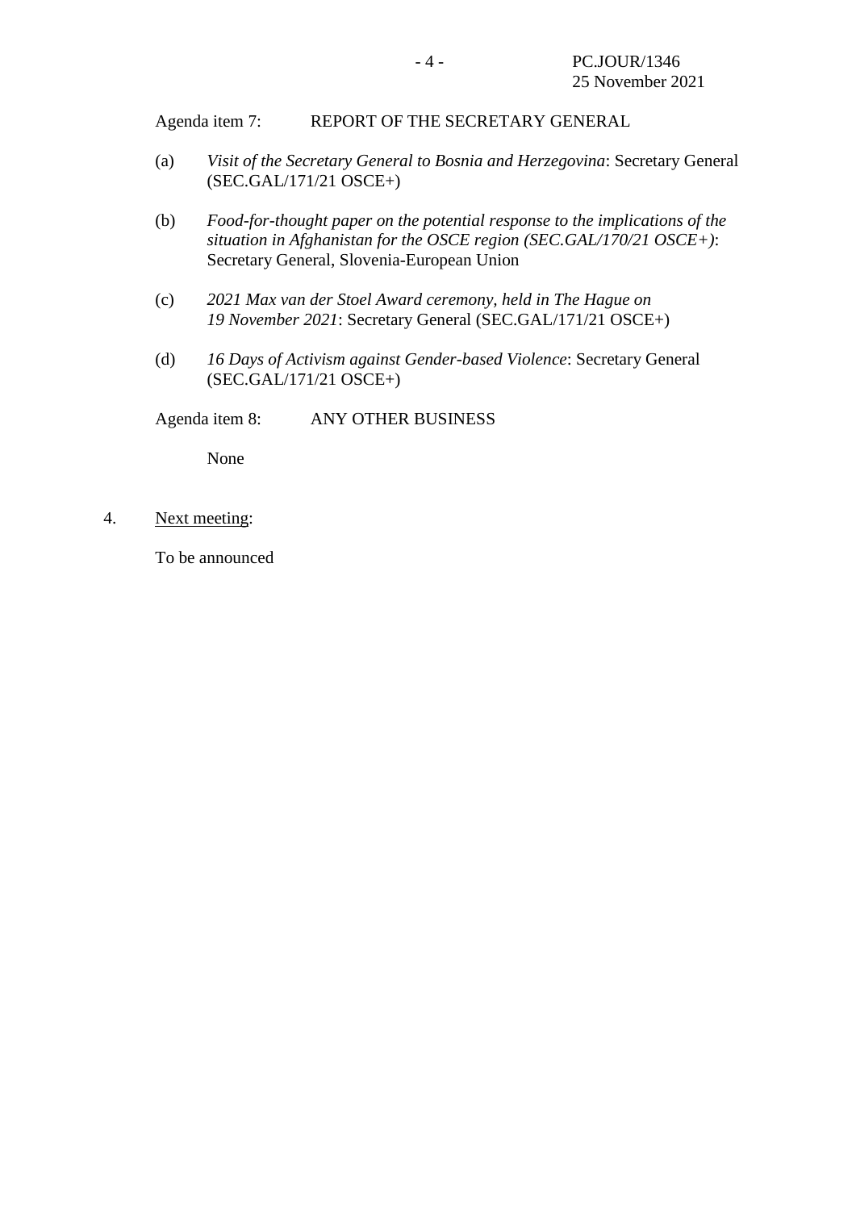Agenda item 7: REPORT OF THE SECRETARY GENERAL

(a) *Visit of the Secretary General to Bosnia and Herzegovina*: Secretary General (SEC.GAL/171/21 OSCE+)

(b) *Food-for-thought paper on the potential response to the implications of the situation in Afghanistan for the OSCE region (SEC.GAL/170/21 OSCE+)*: Secretary General, Slovenia-European Union

(c) *2021 Max van der Stoel Award ceremony, held in The Hague on 19 November 2021*: Secretary General (SEC.GAL/171/21 OSCE+)

(d) *16 Days of Activism against Gender-based Violence*: Secretary General (SEC.GAL/171/21 OSCE+)

Agenda item 8: ANY OTHER BUSINESS

None

4. Next meeting:

To be announced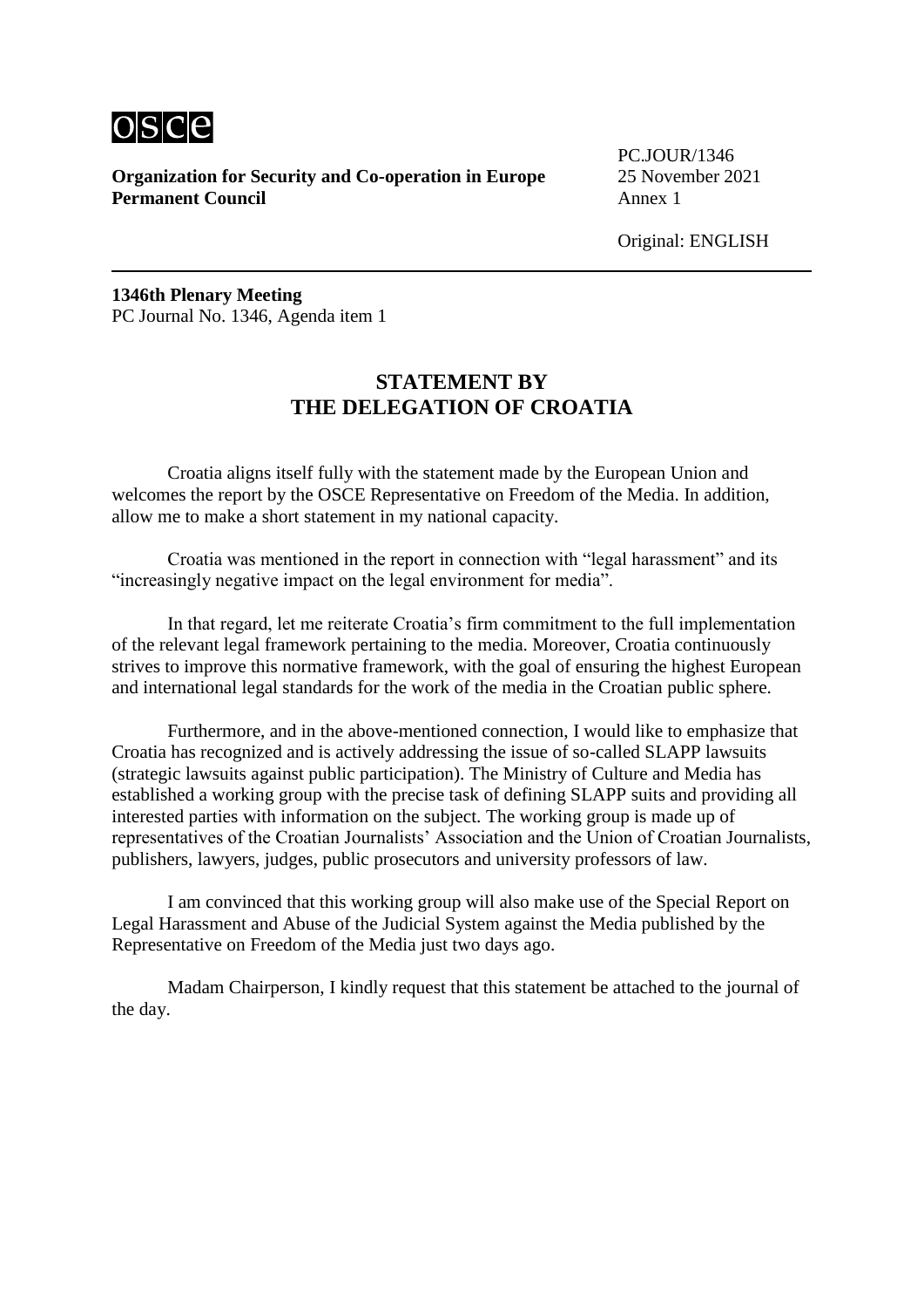**Organization for Security and Co-operation in Europe**
**Permanent Council**

PC.JOUR/1346
25 November 2021
Annex 1

Original: ENGLISH

**1346th Plenary Meeting**
PC Journal No. 1346, Agenda item 1

## STATEMENT BY THE DELEGATION OF CROATIA

Croatia aligns itself fully with the statement made by the European Union and welcomes the report by the OSCE Representative on Freedom of the Media. In addition, allow me to make a short statement in my national capacity.

Croatia was mentioned in the report in connection with "legal harassment" and its "increasingly negative impact on the legal environment for media".

In that regard, let me reiterate Croatia's firm commitment to the full implementation of the relevant legal framework pertaining to the media. Moreover, Croatia continuously strives to improve this normative framework, with the goal of ensuring the highest European and international legal standards for the work of the media in the Croatian public sphere.

Furthermore, and in the above-mentioned connection, I would like to emphasize that Croatia has recognized and is actively addressing the issue of so-called SLAPP lawsuits (strategic lawsuits against public participation). The Ministry of Culture and Media has established a working group with the precise task of defining SLAPP suits and providing all interested parties with information on the subject. The working group is made up of representatives of the Croatian Journalists' Association and the Union of Croatian Journalists, publishers, lawyers, judges, public prosecutors and university professors of law.

I am convinced that this working group will also make use of the Special Report on Legal Harassment and Abuse of the Judicial System against the Media published by the Representative on Freedom of the Media just two days ago.

Madam Chairperson, I kindly request that this statement be attached to the journal of the day.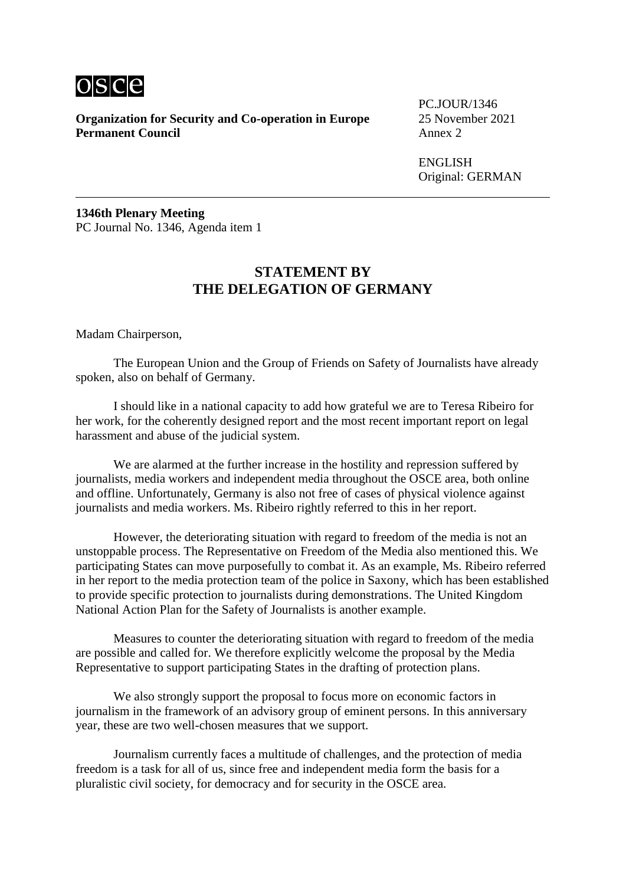**Organization for Security and Co-operation in Europe**
**Permanent Council**

PC.JOUR/1346
25 November 2021
Annex 2

ENGLISH
Original: GERMAN

**1346th Plenary Meeting**
PC Journal No. 1346, Agenda item 1

## STATEMENT BY THE DELEGATION OF GERMANY

Madam Chairperson,

The European Union and the Group of Friends on Safety of Journalists have already spoken, also on behalf of Germany.

I should like in a national capacity to add how grateful we are to Teresa Ribeiro for her work, for the coherently designed report and the most recent important report on legal harassment and abuse of the judicial system.

We are alarmed at the further increase in the hostility and repression suffered by journalists, media workers and independent media throughout the OSCE area, both online and offline. Unfortunately, Germany is also not free of cases of physical violence against journalists and media workers. Ms. Ribeiro rightly referred to this in her report.

However, the deteriorating situation with regard to freedom of the media is not an unstoppable process. The Representative on Freedom of the Media also mentioned this. We participating States can move purposefully to combat it. As an example, Ms. Ribeiro referred in her report to the media protection team of the police in Saxony, which has been established to provide specific protection to journalists during demonstrations. The United Kingdom National Action Plan for the Safety of Journalists is another example.

Measures to counter the deteriorating situation with regard to freedom of the media are possible and called for. We therefore explicitly welcome the proposal by the Media Representative to support participating States in the drafting of protection plans.

We also strongly support the proposal to focus more on economic factors in journalism in the framework of an advisory group of eminent persons. In this anniversary year, these are two well-chosen measures that we support.

Journalism currently faces a multitude of challenges, and the protection of media freedom is a task for all of us, since free and independent media form the basis for a pluralistic civil society, for democracy and for security in the OSCE area.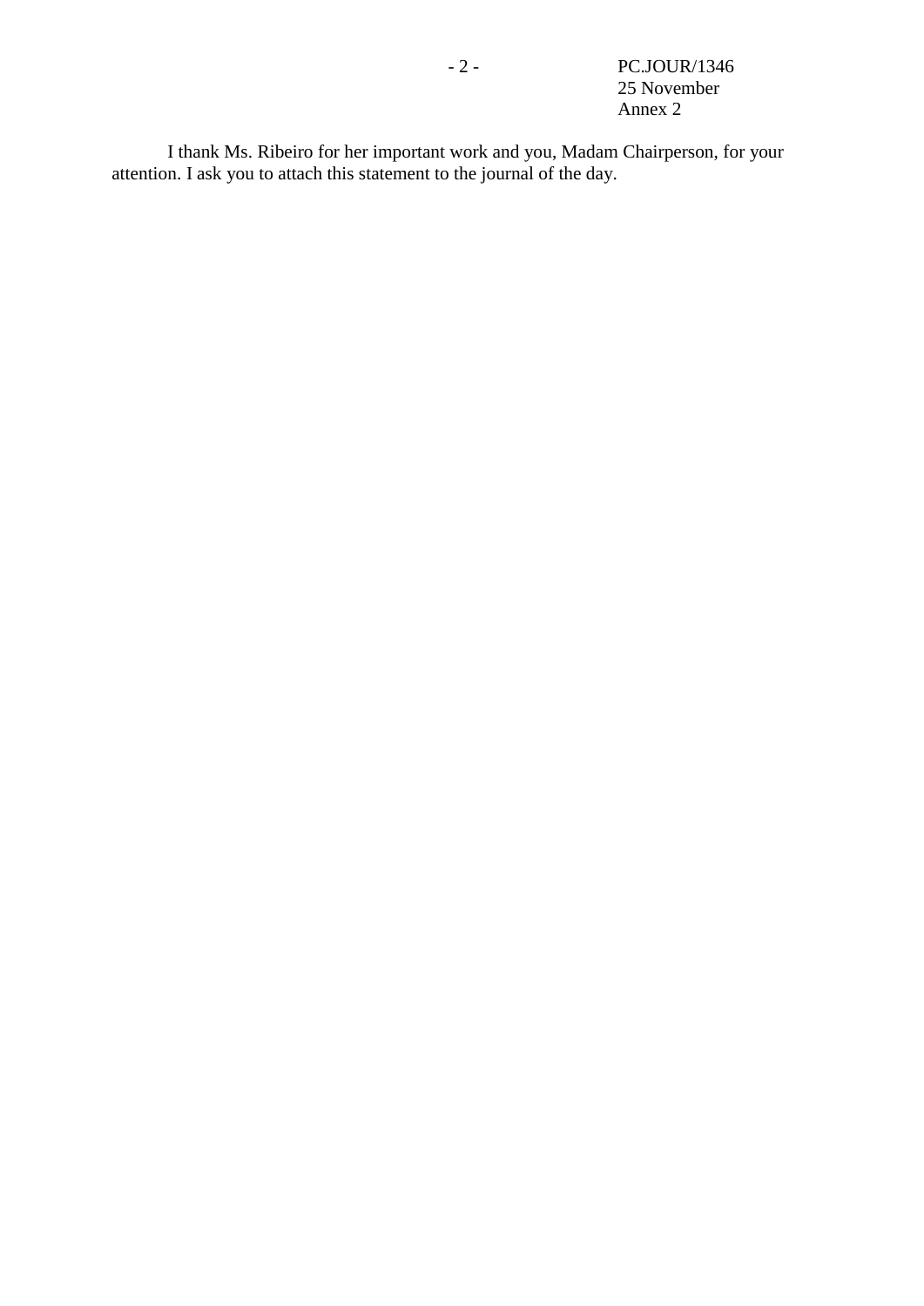I thank Ms. Ribeiro for her important work and you, Madam Chairperson, for your attention. I ask you to attach this statement to the journal of the day.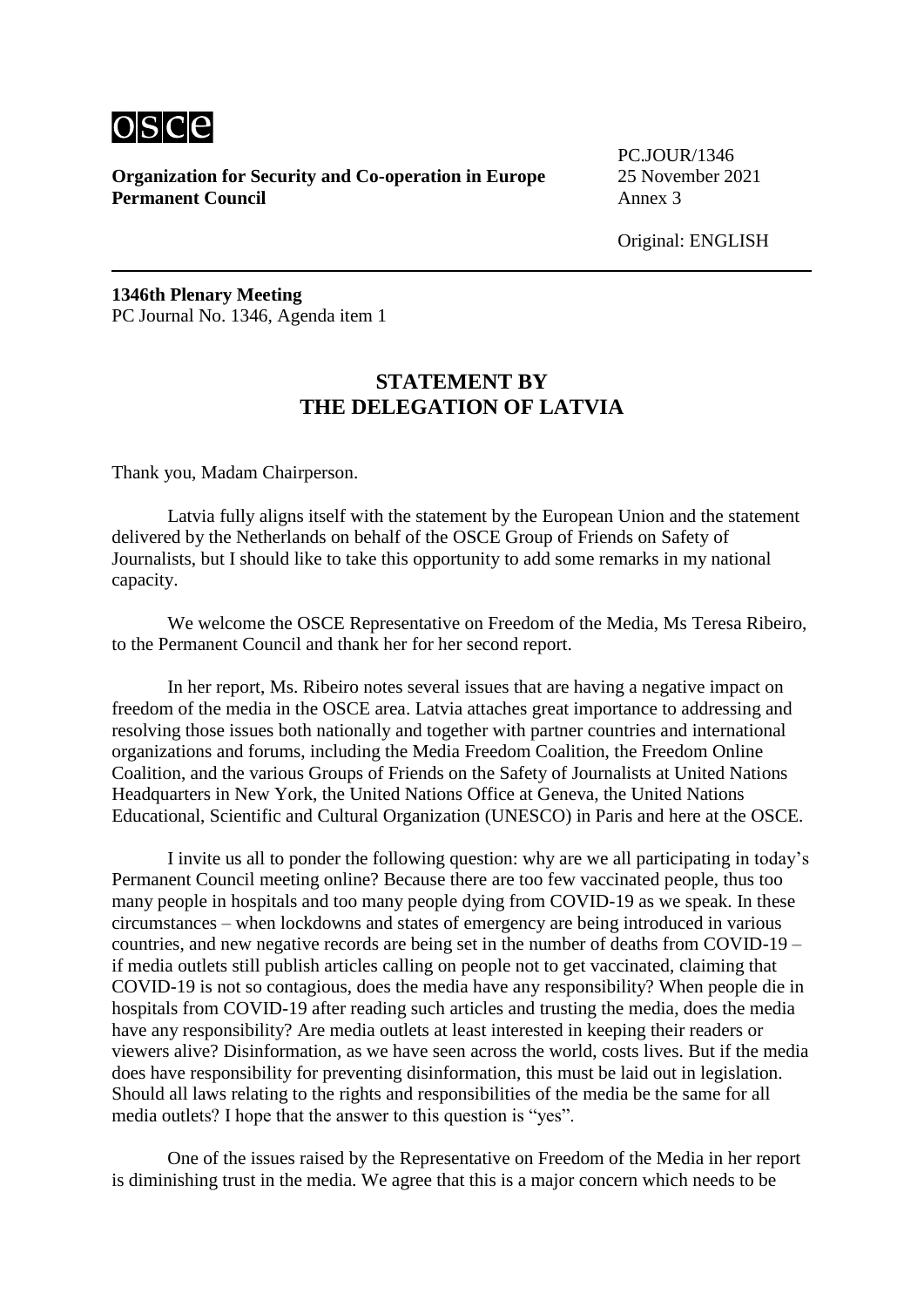osce

**Organization for Security and Co-operation in Europe**
**Permanent Council**

PC.JOUR/1346
25 November 2021
Annex 3

Original: ENGLISH

**1346th Plenary Meeting**
PC Journal No. 1346, Agenda item 1

## STATEMENT BY THE DELEGATION OF LATVIA

Thank you, Madam Chairperson.

Latvia fully aligns itself with the statement by the European Union and the statement delivered by the Netherlands on behalf of the OSCE Group of Friends on Safety of Journalists, but I should like to take this opportunity to add some remarks in my national capacity.

We welcome the OSCE Representative on Freedom of the Media, Ms Teresa Ribeiro, to the Permanent Council and thank her for her second report.

In her report, Ms. Ribeiro notes several issues that are having a negative impact on freedom of the media in the OSCE area. Latvia attaches great importance to addressing and resolving those issues both nationally and together with partner countries and international organizations and forums, including the Media Freedom Coalition, the Freedom Online Coalition, and the various Groups of Friends on the Safety of Journalists at United Nations Headquarters in New York, the United Nations Office at Geneva, the United Nations Educational, Scientific and Cultural Organization (UNESCO) in Paris and here at the OSCE.

I invite us all to ponder the following question: why are we all participating in today's Permanent Council meeting online? Because there are too few vaccinated people, thus too many people in hospitals and too many people dying from COVID-19 as we speak. In these circumstances – when lockdowns and states of emergency are being introduced in various countries, and new negative records are being set in the number of deaths from COVID-19 – if media outlets still publish articles calling on people not to get vaccinated, claiming that COVID-19 is not so contagious, does the media have any responsibility? When people die in hospitals from COVID-19 after reading such articles and trusting the media, does the media have any responsibility? Are media outlets at least interested in keeping their readers or viewers alive? Disinformation, as we have seen across the world, costs lives. But if the media does have responsibility for preventing disinformation, this must be laid out in legislation. Should all laws relating to the rights and responsibilities of the media be the same for all media outlets? I hope that the answer to this question is "yes".

One of the issues raised by the Representative on Freedom of the Media in her report is diminishing trust in the media. We agree that this is a major concern which needs to be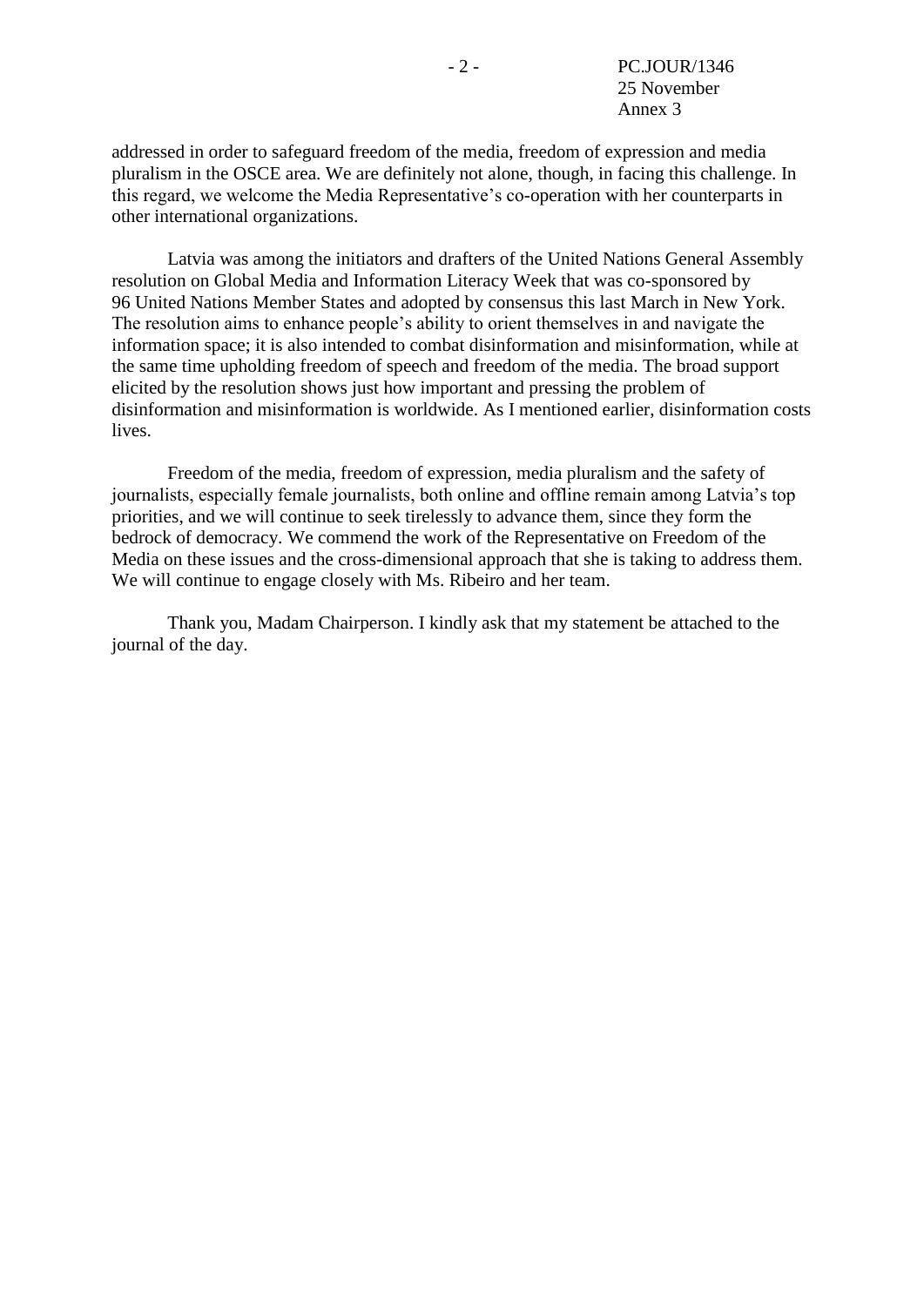addressed in order to safeguard freedom of the media, freedom of expression and media pluralism in the OSCE area. We are definitely not alone, though, in facing this challenge. In this regard, we welcome the Media Representative's co-operation with her counterparts in other international organizations.

Latvia was among the initiators and drafters of the United Nations General Assembly resolution on Global Media and Information Literacy Week that was co-sponsored by 96 United Nations Member States and adopted by consensus this last March in New York. The resolution aims to enhance people's ability to orient themselves in and navigate the information space; it is also intended to combat disinformation and misinformation, while at the same time upholding freedom of speech and freedom of the media. The broad support elicited by the resolution shows just how important and pressing the problem of disinformation and misinformation is worldwide. As I mentioned earlier, disinformation costs lives.

Freedom of the media, freedom of expression, media pluralism and the safety of journalists, especially female journalists, both online and offline remain among Latvia's top priorities, and we will continue to seek tirelessly to advance them, since they form the bedrock of democracy. We commend the work of the Representative on Freedom of the Media on these issues and the cross-dimensional approach that she is taking to address them. We will continue to engage closely with Ms. Ribeiro and her team.

Thank you, Madam Chairperson. I kindly ask that my statement be attached to the journal of the day.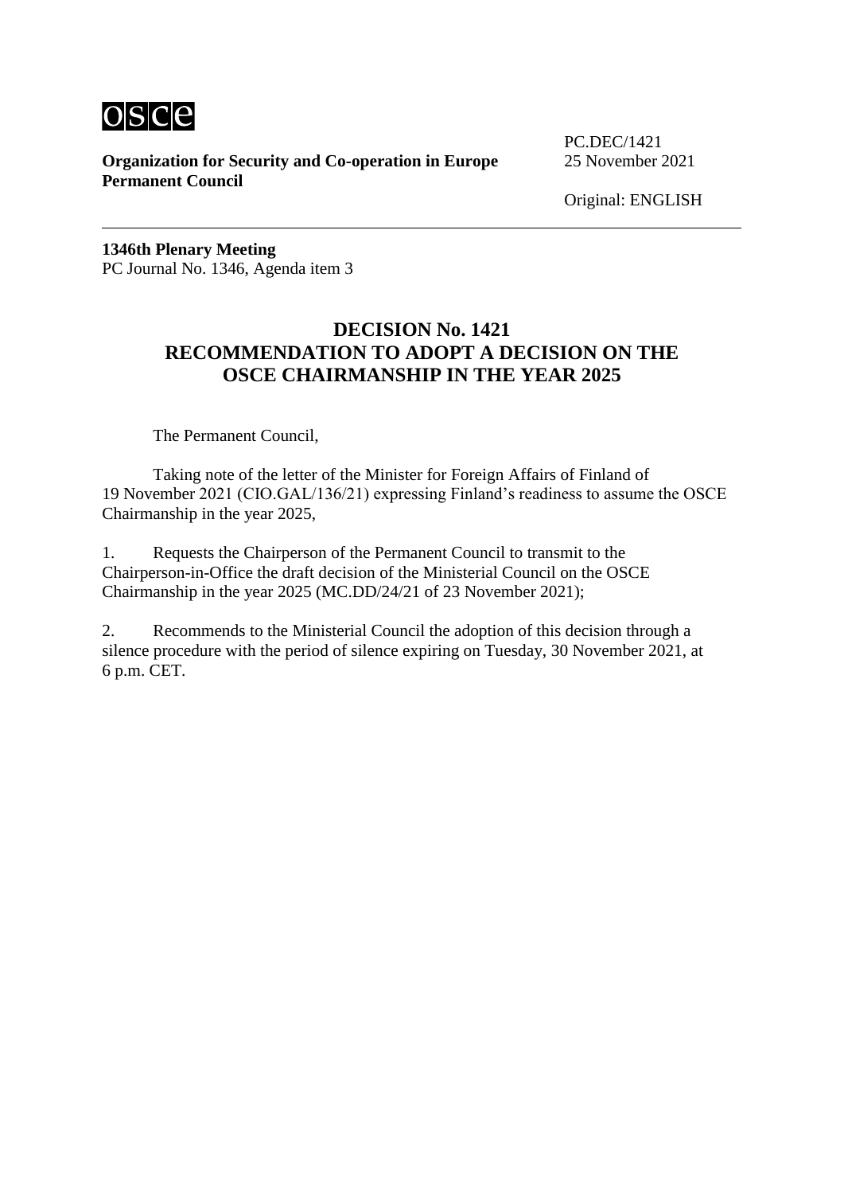**Organization for Security and Co-operation in Europe**
**Permanent Council**

PC.DEC/1421
25 November 2021

Original: ENGLISH

---

**1346th Plenary Meeting**
PC Journal No. 1346, Agenda item 3

## DECISION No. 1421
## RECOMMENDATION TO ADOPT A DECISION ON THE OSCE CHAIRMANSHIP IN THE YEAR 2025

The Permanent Council,

Taking note of the letter of the Minister for Foreign Affairs of Finland of 19 November 2021 (CIO.GAL/136/21) expressing Finland's readiness to assume the OSCE Chairmanship in the year 2025,

1. Requests the Chairperson of the Permanent Council to transmit to the Chairperson-in-Office the draft decision of the Ministerial Council on the OSCE Chairmanship in the year 2025 (MC.DD/24/21 of 23 November 2021);

2. Recommends to the Ministerial Council the adoption of this decision through a silence procedure with the period of silence expiring on Tuesday, 30 November 2021, at 6 p.m. CET.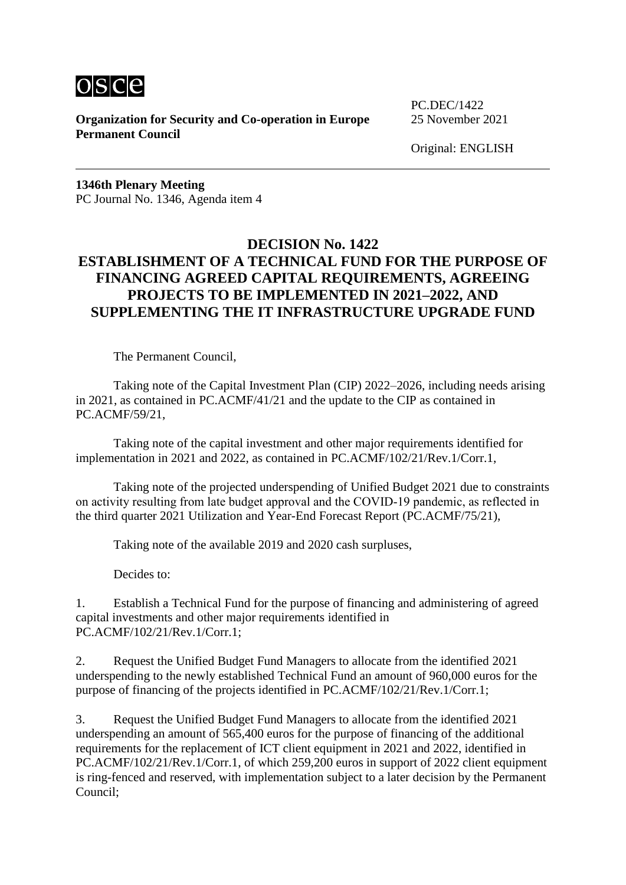osce

**Organization for Security and Co-operation in Europe**
**Permanent Council**

PC.DEC/1422
25 November 2021

Original: ENGLISH

**1346th Plenary Meeting**
PC Journal No. 1346, Agenda item 4

## DECISION No. 1422
## ESTABLISHMENT OF A TECHNICAL FUND FOR THE PURPOSE OF FINANCING AGREED CAPITAL REQUIREMENTS, AGREEING PROJECTS TO BE IMPLEMENTED IN 2021–2022, AND SUPPLEMENTING THE IT INFRASTRUCTURE UPGRADE FUND

The Permanent Council,

Taking note of the Capital Investment Plan (CIP) 2022–2026, including needs arising in 2021, as contained in PC.ACMF/41/21 and the update to the CIP as contained in PC.ACMF/59/21,

Taking note of the capital investment and other major requirements identified for implementation in 2021 and 2022, as contained in PC.ACMF/102/21/Rev.1/Corr.1,

Taking note of the projected underspending of Unified Budget 2021 due to constraints on activity resulting from late budget approval and the COVID-19 pandemic, as reflected in the third quarter 2021 Utilization and Year-End Forecast Report (PC.ACMF/75/21),

Taking note of the available 2019 and 2020 cash surpluses,

Decides to:

1. Establish a Technical Fund for the purpose of financing and administering of agreed capital investments and other major requirements identified in PC.ACMF/102/21/Rev.1/Corr.1;

2. Request the Unified Budget Fund Managers to allocate from the identified 2021 underspending to the newly established Technical Fund an amount of 960,000 euros for the purpose of financing of the projects identified in PC.ACMF/102/21/Rev.1/Corr.1;

3. Request the Unified Budget Fund Managers to allocate from the identified 2021 underspending an amount of 565,400 euros for the purpose of financing of the additional requirements for the replacement of ICT client equipment in 2021 and 2022, identified in PC.ACMF/102/21/Rev.1/Corr.1, of which 259,200 euros in support of 2022 client equipment is ring-fenced and reserved, with implementation subject to a later decision by the Permanent Council;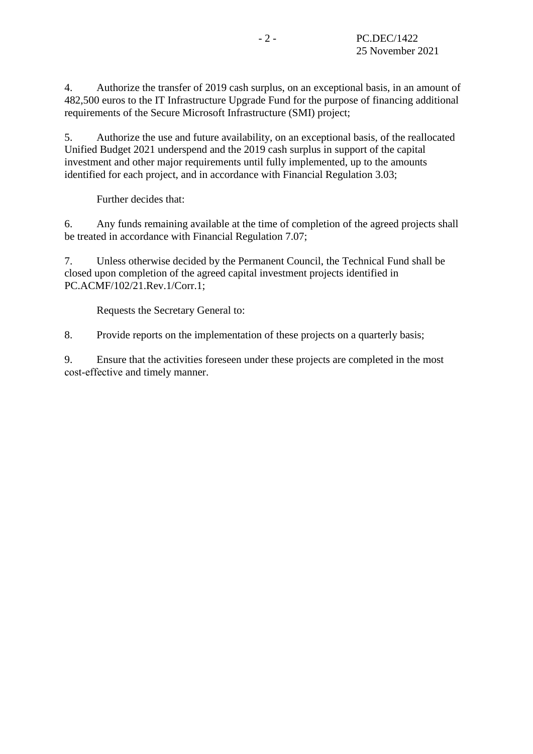4. Authorize the transfer of 2019 cash surplus, on an exceptional basis, in an amount of 482,500 euros to the IT Infrastructure Upgrade Fund for the purpose of financing additional requirements of the Secure Microsoft Infrastructure (SMI) project;

5. Authorize the use and future availability, on an exceptional basis, of the reallocated Unified Budget 2021 underspend and the 2019 cash surplus in support of the capital investment and other major requirements until fully implemented, up to the amounts identified for each project, and in accordance with Financial Regulation 3.03;

Further decides that:

6. Any funds remaining available at the time of completion of the agreed projects shall be treated in accordance with Financial Regulation 7.07;

7. Unless otherwise decided by the Permanent Council, the Technical Fund shall be closed upon completion of the agreed capital investment projects identified in PC.ACMF/102/21.Rev.1/Corr.1;

Requests the Secretary General to:

8. Provide reports on the implementation of these projects on a quarterly basis;

9. Ensure that the activities foreseen under these projects are completed in the most cost-effective and timely manner.